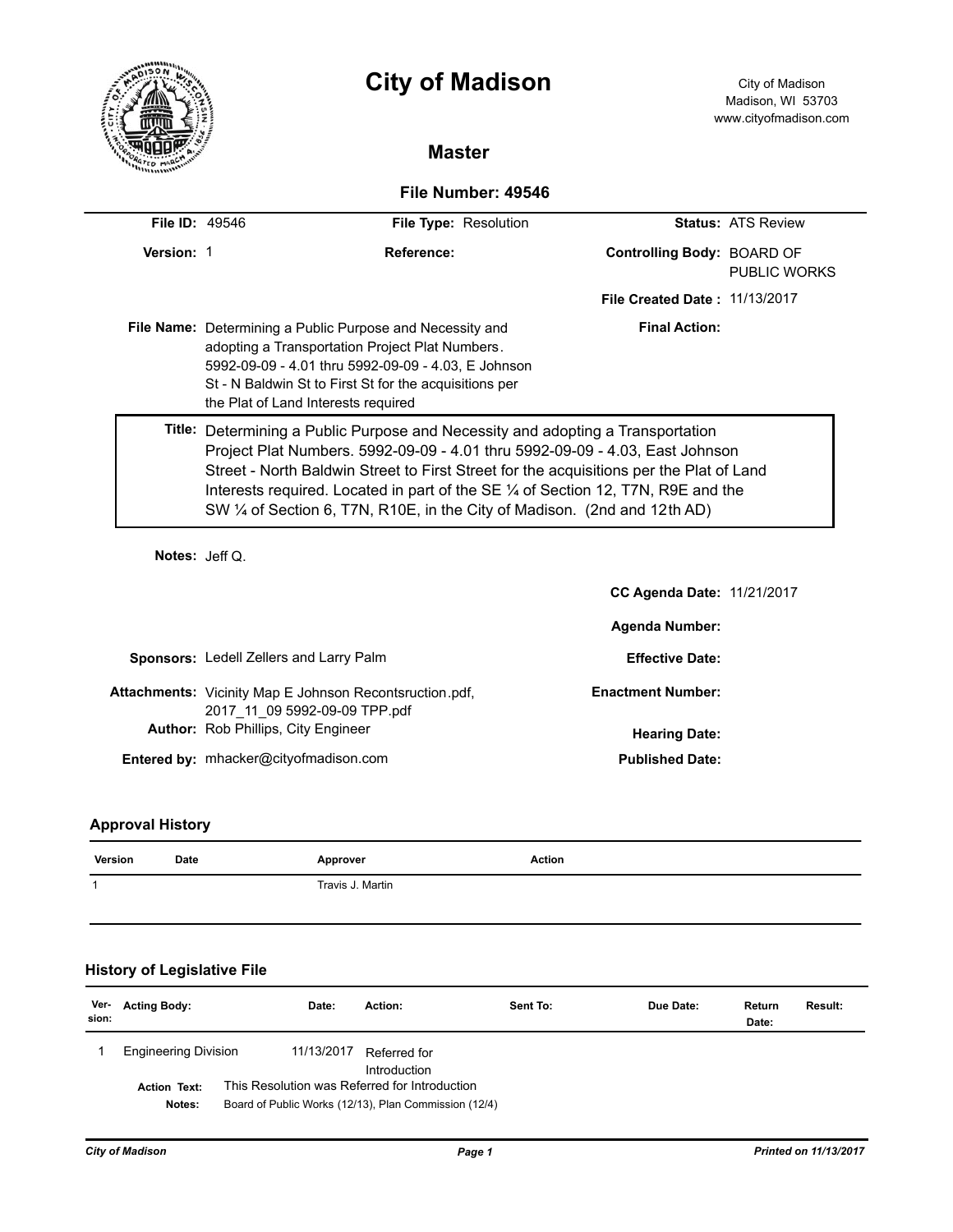# City of Madison

City of Madison
Madison, WI 53703
www.cityofmadison.com

## Master

### File Number: 49546

**File ID:** 49546 **File Type:** Resolution **Status:** ATS Review

**Version:** 1 **Reference:** **Controlling Body:** BOARD OF PUBLIC WORKS

**File Created Date :** 11/13/2017

**File Name:** Determining a Public Purpose and Necessity and adopting a Transportation Project Plat Numbers. 5992-09-09 - 4.01 thru 5992-09-09 - 4.03, E Johnson St - N Baldwin St to First St for the acquisitions per the Plat of Land Interests required

**Final Action:**

**Title:** Determining a Public Purpose and Necessity and adopting a Transportation Project Plat Numbers. 5992-09-09 - 4.01 thru 5992-09-09 - 4.03, East Johnson Street - North Baldwin Street to First Street for the acquisitions per the Plat of Land Interests required. Located in part of the SE ¼ of Section 12, T7N, R9E and the SW ¼ of Section 6, T7N, R10E, in the City of Madison. (2nd and 12th AD)

**Notes:** Jeff Q.

**CC Agenda Date:** 11/21/2017

**Agenda Number:**

**Sponsors:** Ledell Zellers and Larry Palm

**Effective Date:**

**Attachments:** Vicinity Map E Johnson Recontsruction.pdf, 2017_11_09 5992-09-09 TPP.pdf

**Enactment Number:**

**Author:** Rob Phillips, City Engineer

**Hearing Date:**

**Entered by:** mhacker@cityofmadison.com

**Published Date:**

### Approval History

| Version | Date | Approver | Action |
|---|---|---|---|
| 1 | | Travis J. Martin | |

### History of Legislative File

| Version: | Acting Body: | Date: | Action: | Sent To: | Due Date: | Return Date: | Result: |
|---|---|---|---|---|---|---|---|
| 1 | Engineering Division | 11/13/2017 | Referred for Introduction | | | | |

**Action Text:** This Resolution was Referred for Introduction

**Notes:** Board of Public Works (12/13), Plan Commission (12/4)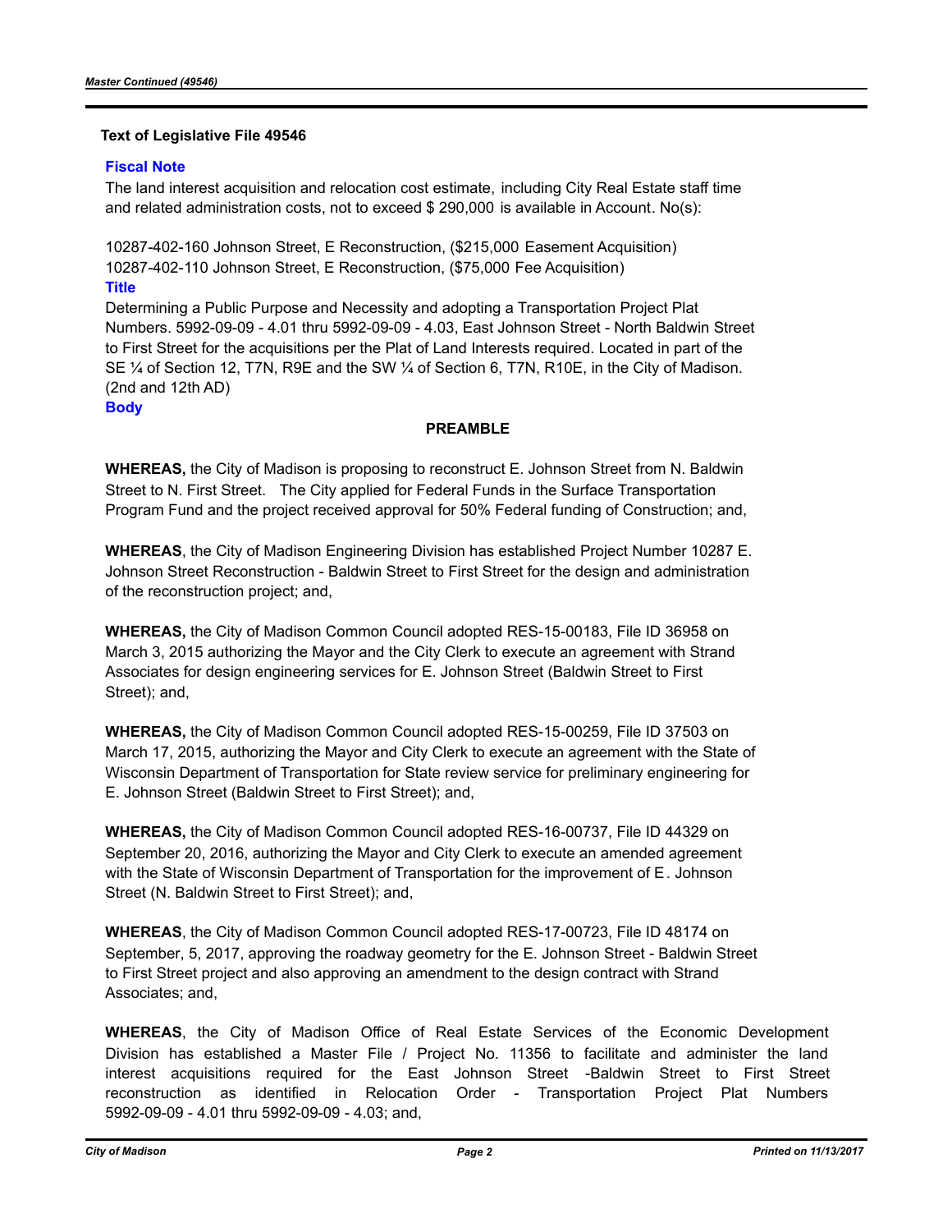### Text of Legislative File 49546

**Fiscal Note**

The land interest acquisition and relocation cost estimate, including City Real Estate staff time and related administration costs, not to exceed $ 290,000 is available in Account. No(s):

10287-402-160 Johnson Street, E Reconstruction, ($215,000 Easement Acquisition)
10287-402-110 Johnson Street, E Reconstruction, ($75,000 Fee Acquisition)

**Title**

Determining a Public Purpose and Necessity and adopting a Transportation Project Plat Numbers. 5992-09-09 - 4.01 thru 5992-09-09 - 4.03, East Johnson Street - North Baldwin Street to First Street for the acquisitions per the Plat of Land Interests required. Located in part of the SE ¼ of Section 12, T7N, R9E and the SW ¼ of Section 6, T7N, R10E, in the City of Madison. (2nd and 12th AD)

**Body**

**PREAMBLE**

**WHEREAS,** the City of Madison is proposing to reconstruct E. Johnson Street from N. Baldwin Street to N. First Street. The City applied for Federal Funds in the Surface Transportation Program Fund and the project received approval for 50% Federal funding of Construction; and,

**WHEREAS**, the City of Madison Engineering Division has established Project Number 10287 E. Johnson Street Reconstruction - Baldwin Street to First Street for the design and administration of the reconstruction project; and,

**WHEREAS,** the City of Madison Common Council adopted RES-15-00183, File ID 36958 on March 3, 2015 authorizing the Mayor and the City Clerk to execute an agreement with Strand Associates for design engineering services for E. Johnson Street (Baldwin Street to First Street); and,

**WHEREAS,** the City of Madison Common Council adopted RES-15-00259, File ID 37503 on March 17, 2015, authorizing the Mayor and City Clerk to execute an agreement with the State of Wisconsin Department of Transportation for State review service for preliminary engineering for E. Johnson Street (Baldwin Street to First Street); and,

**WHEREAS,** the City of Madison Common Council adopted RES-16-00737, File ID 44329 on September 20, 2016, authorizing the Mayor and City Clerk to execute an amended agreement with the State of Wisconsin Department of Transportation for the improvement of E. Johnson Street (N. Baldwin Street to First Street); and,

**WHEREAS**, the City of Madison Common Council adopted RES-17-00723, File ID 48174 on September, 5, 2017, approving the roadway geometry for the E. Johnson Street - Baldwin Street to First Street project and also approving an amendment to the design contract with Strand Associates; and,

**WHEREAS**, the City of Madison Office of Real Estate Services of the Economic Development Division has established a Master File / Project No. 11356 to facilitate and administer the land interest acquisitions required for the East Johnson Street -Baldwin Street to First Street reconstruction as identified in Relocation Order - Transportation Project Plat Numbers 5992-09-09 - 4.01 thru 5992-09-09 - 4.03; and,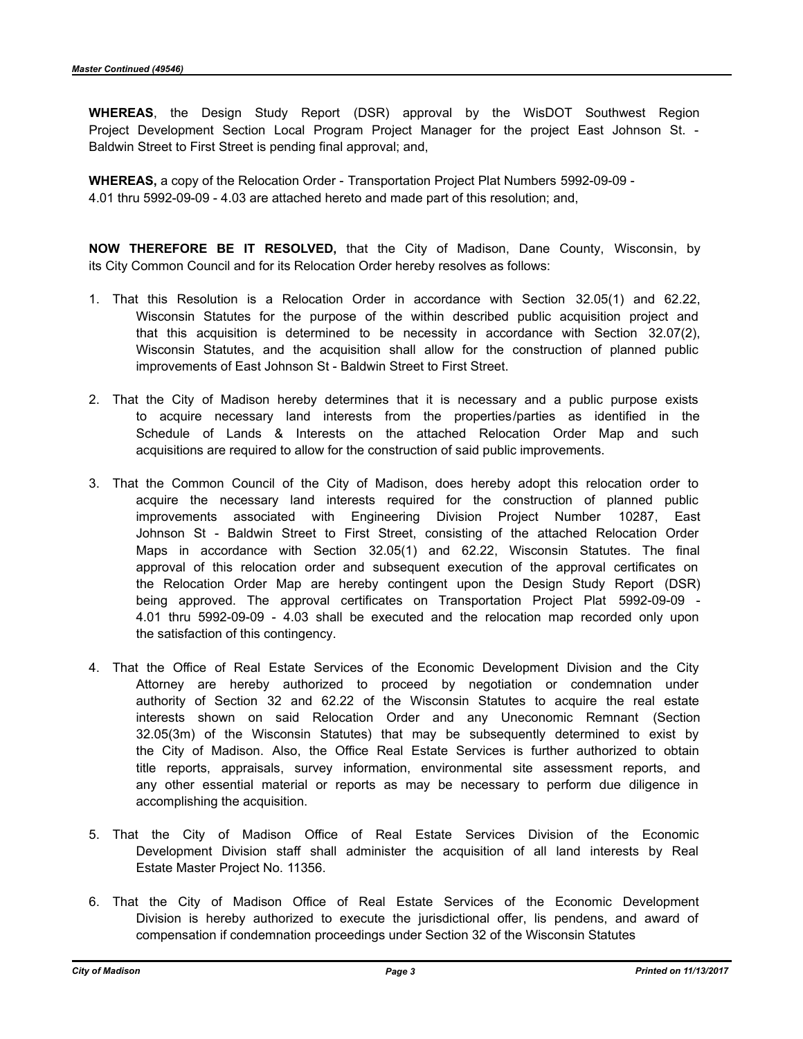**WHEREAS**, the Design Study Report (DSR) approval by the WisDOT Southwest Region Project Development Section Local Program Project Manager for the project East Johnson St. - Baldwin Street to First Street is pending final approval; and,

**WHEREAS,** a copy of the Relocation Order - Transportation Project Plat Numbers 5992-09-09 - 4.01 thru 5992-09-09 - 4.03 are attached hereto and made part of this resolution; and,

**NOW THEREFORE BE IT RESOLVED,** that the City of Madison, Dane County, Wisconsin, by its City Common Council and for its Relocation Order hereby resolves as follows:

1. That this Resolution is a Relocation Order in accordance with Section 32.05(1) and 62.22, Wisconsin Statutes for the purpose of the within described public acquisition project and that this acquisition is determined to be necessity in accordance with Section 32.07(2), Wisconsin Statutes, and the acquisition shall allow for the construction of planned public improvements of East Johnson St - Baldwin Street to First Street.

2. That the City of Madison hereby determines that it is necessary and a public purpose exists to acquire necessary land interests from the properties/parties as identified in the Schedule of Lands & Interests on the attached Relocation Order Map and such acquisitions are required to allow for the construction of said public improvements.

3. That the Common Council of the City of Madison, does hereby adopt this relocation order to acquire the necessary land interests required for the construction of planned public improvements associated with Engineering Division Project Number 10287, East Johnson St - Baldwin Street to First Street, consisting of the attached Relocation Order Maps in accordance with Section 32.05(1) and 62.22, Wisconsin Statutes. The final approval of this relocation order and subsequent execution of the approval certificates on the Relocation Order Map are hereby contingent upon the Design Study Report (DSR) being approved. The approval certificates on Transportation Project Plat 5992-09-09 - 4.01 thru 5992-09-09 - 4.03 shall be executed and the relocation map recorded only upon the satisfaction of this contingency.

4. That the Office of Real Estate Services of the Economic Development Division and the City Attorney are hereby authorized to proceed by negotiation or condemnation under authority of Section 32 and 62.22 of the Wisconsin Statutes to acquire the real estate interests shown on said Relocation Order and any Uneconomic Remnant (Section 32.05(3m) of the Wisconsin Statutes) that may be subsequently determined to exist by the City of Madison. Also, the Office Real Estate Services is further authorized to obtain title reports, appraisals, survey information, environmental site assessment reports, and any other essential material or reports as may be necessary to perform due diligence in accomplishing the acquisition.

5. That the City of Madison Office of Real Estate Services Division of the Economic Development Division staff shall administer the acquisition of all land interests by Real Estate Master Project No. 11356.

6. That the City of Madison Office of Real Estate Services of the Economic Development Division is hereby authorized to execute the jurisdictional offer, lis pendens, and award of compensation if condemnation proceedings under Section 32 of the Wisconsin Statutes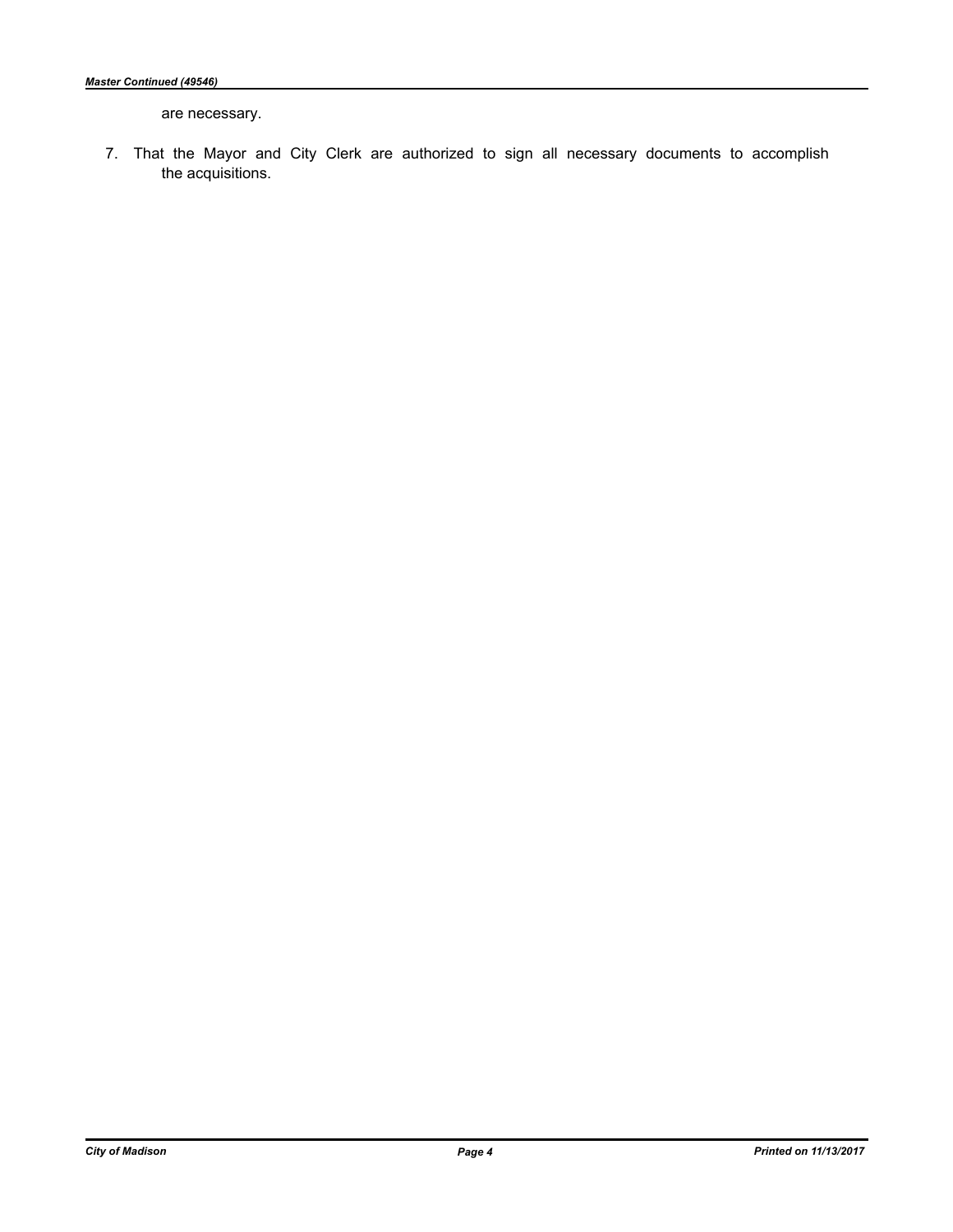are necessary.

7. That the Mayor and City Clerk are authorized to sign all necessary documents to accomplish the acquisitions.